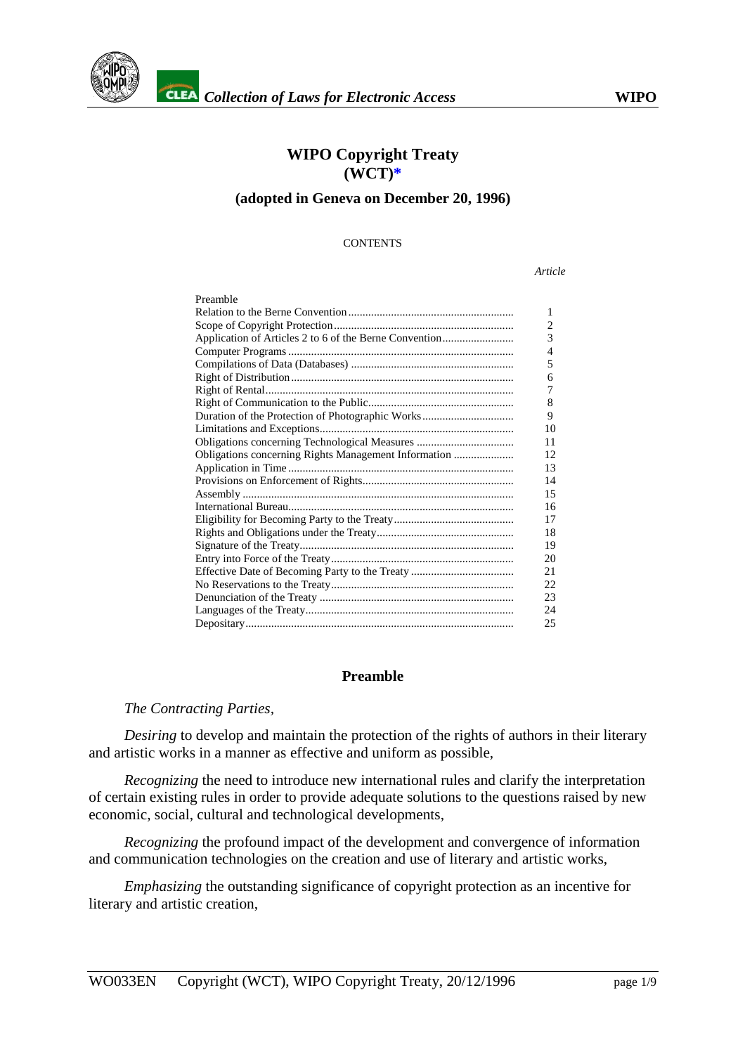# WIPO Copyright Treaty (WCT)*

## (adopted in Geneva on December 20, 1996)

CONTENTS

| | *Article* |
|---|---|
| Preamble | |
| Relation to the Berne Convention | 1 |
| Scope of Copyright Protection | 2 |
| Application of Articles 2 to 6 of the Berne Convention | 3 |
| Computer Programs | 4 |
| Compilations of Data (Databases) | 5 |
| Right of Distribution | 6 |
| Right of Rental | 7 |
| Right of Communication to the Public | 8 |
| Duration of the Protection of Photographic Works | 9 |
| Limitations and Exceptions | 10 |
| Obligations concerning Technological Measures | 11 |
| Obligations concerning Rights Management Information | 12 |
| Application in Time | 13 |
| Provisions on Enforcement of Rights | 14 |
| Assembly | 15 |
| International Bureau | 16 |
| Eligibility for Becoming Party to the Treaty | 17 |
| Rights and Obligations under the Treaty | 18 |
| Signature of the Treaty | 19 |
| Entry into Force of the Treaty | 20 |
| Effective Date of Becoming Party to the Treaty | 21 |
| No Reservations to the Treaty | 22 |
| Denunciation of the Treaty | 23 |
| Languages of the Treaty | 24 |
| Depositary | 25 |

## Preamble

*The Contracting Parties,*

*Desiring* to develop and maintain the protection of the rights of authors in their literary and artistic works in a manner as effective and uniform as possible,

*Recognizing* the need to introduce new international rules and clarify the interpretation of certain existing rules in order to provide adequate solutions to the questions raised by new economic, social, cultural and technological developments,

*Recognizing* the profound impact of the development and convergence of information and communication technologies on the creation and use of literary and artistic works,

*Emphasizing* the outstanding significance of copyright protection as an incentive for literary and artistic creation,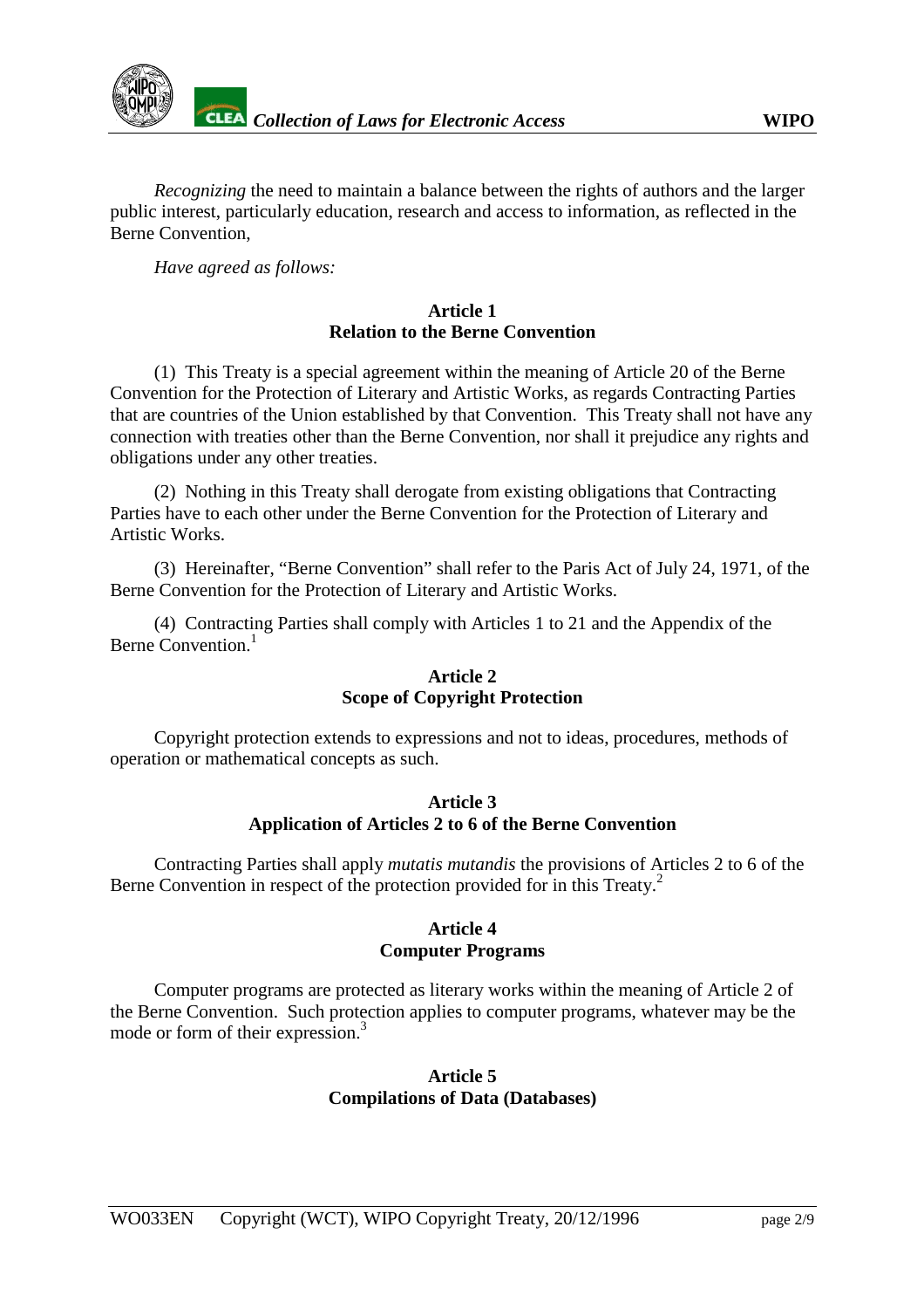*Recognizing* the need to maintain a balance between the rights of authors and the larger public interest, particularly education, research and access to information, as reflected in the Berne Convention,

*Have agreed as follows:*

**Article 1**
**Relation to the Berne Convention**

(1) This Treaty is a special agreement within the meaning of Article 20 of the Berne Convention for the Protection of Literary and Artistic Works, as regards Contracting Parties that are countries of the Union established by that Convention. This Treaty shall not have any connection with treaties other than the Berne Convention, nor shall it prejudice any rights and obligations under any other treaties.

(2) Nothing in this Treaty shall derogate from existing obligations that Contracting Parties have to each other under the Berne Convention for the Protection of Literary and Artistic Works.

(3) Hereinafter, "Berne Convention" shall refer to the Paris Act of July 24, 1971, of the Berne Convention for the Protection of Literary and Artistic Works.

(4) Contracting Parties shall comply with Articles 1 to 21 and the Appendix of the Berne Convention.[1]

**Article 2**
**Scope of Copyright Protection**

Copyright protection extends to expressions and not to ideas, procedures, methods of operation or mathematical concepts as such.

**Article 3**
**Application of Articles 2 to 6 of the Berne Convention**

Contracting Parties shall apply *mutatis mutandis* the provisions of Articles 2 to 6 of the Berne Convention in respect of the protection provided for in this Treaty.[2]

**Article 4**
**Computer Programs**

Computer programs are protected as literary works within the meaning of Article 2 of the Berne Convention. Such protection applies to computer programs, whatever may be the mode or form of their expression.[3]

**Article 5**
**Compilations of Data (Databases)**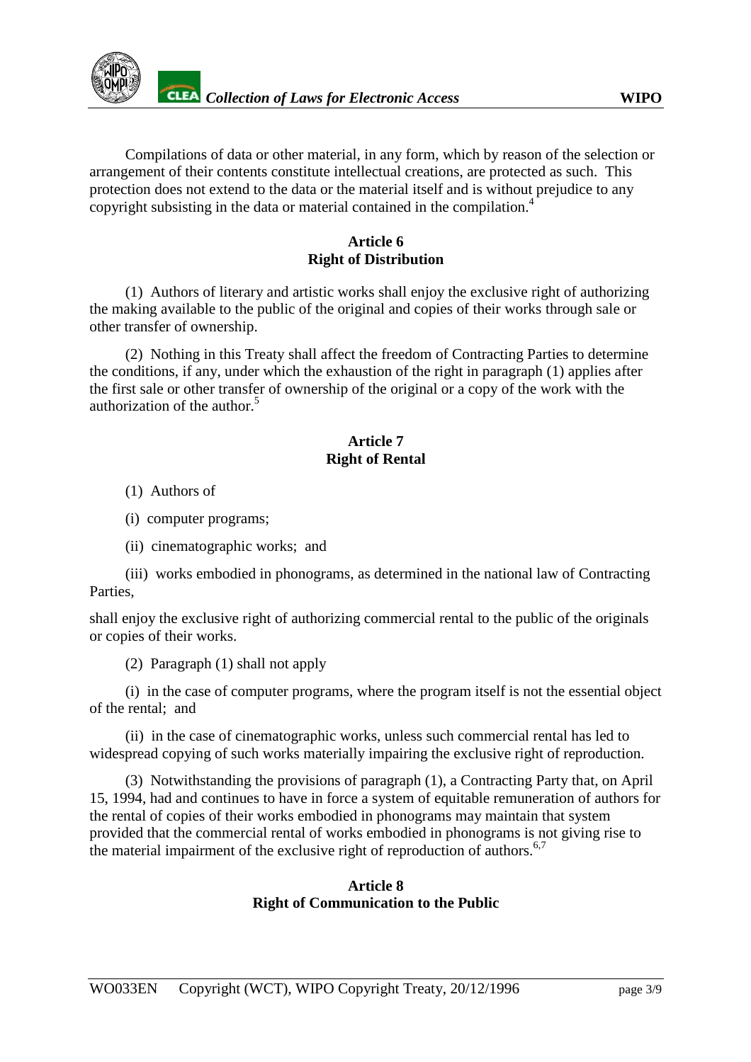Compilations of data or other material, in any form, which by reason of the selection or arrangement of their contents constitute intellectual creations, are protected as such. This protection does not extend to the data or the material itself and is without prejudice to any copyright subsisting in the data or material contained in the compilation.[4]

## Article 6
## Right of Distribution

(1) Authors of literary and artistic works shall enjoy the exclusive right of authorizing the making available to the public of the original and copies of their works through sale or other transfer of ownership.

(2) Nothing in this Treaty shall affect the freedom of Contracting Parties to determine the conditions, if any, under which the exhaustion of the right in paragraph (1) applies after the first sale or other transfer of ownership of the original or a copy of the work with the authorization of the author.[5]

## Article 7
## Right of Rental

(1) Authors of

(i) computer programs;

(ii) cinematographic works; and

(iii) works embodied in phonograms, as determined in the national law of Contracting Parties,

shall enjoy the exclusive right of authorizing commercial rental to the public of the originals or copies of their works.

(2) Paragraph (1) shall not apply

(i) in the case of computer programs, where the program itself is not the essential object of the rental; and

(ii) in the case of cinematographic works, unless such commercial rental has led to widespread copying of such works materially impairing the exclusive right of reproduction.

(3) Notwithstanding the provisions of paragraph (1), a Contracting Party that, on April 15, 1994, had and continues to have in force a system of equitable remuneration of authors for the rental of copies of their works embodied in phonograms may maintain that system provided that the commercial rental of works embodied in phonograms is not giving rise to the material impairment of the exclusive right of reproduction of authors.[6,7]

## Article 8
## Right of Communication to the Public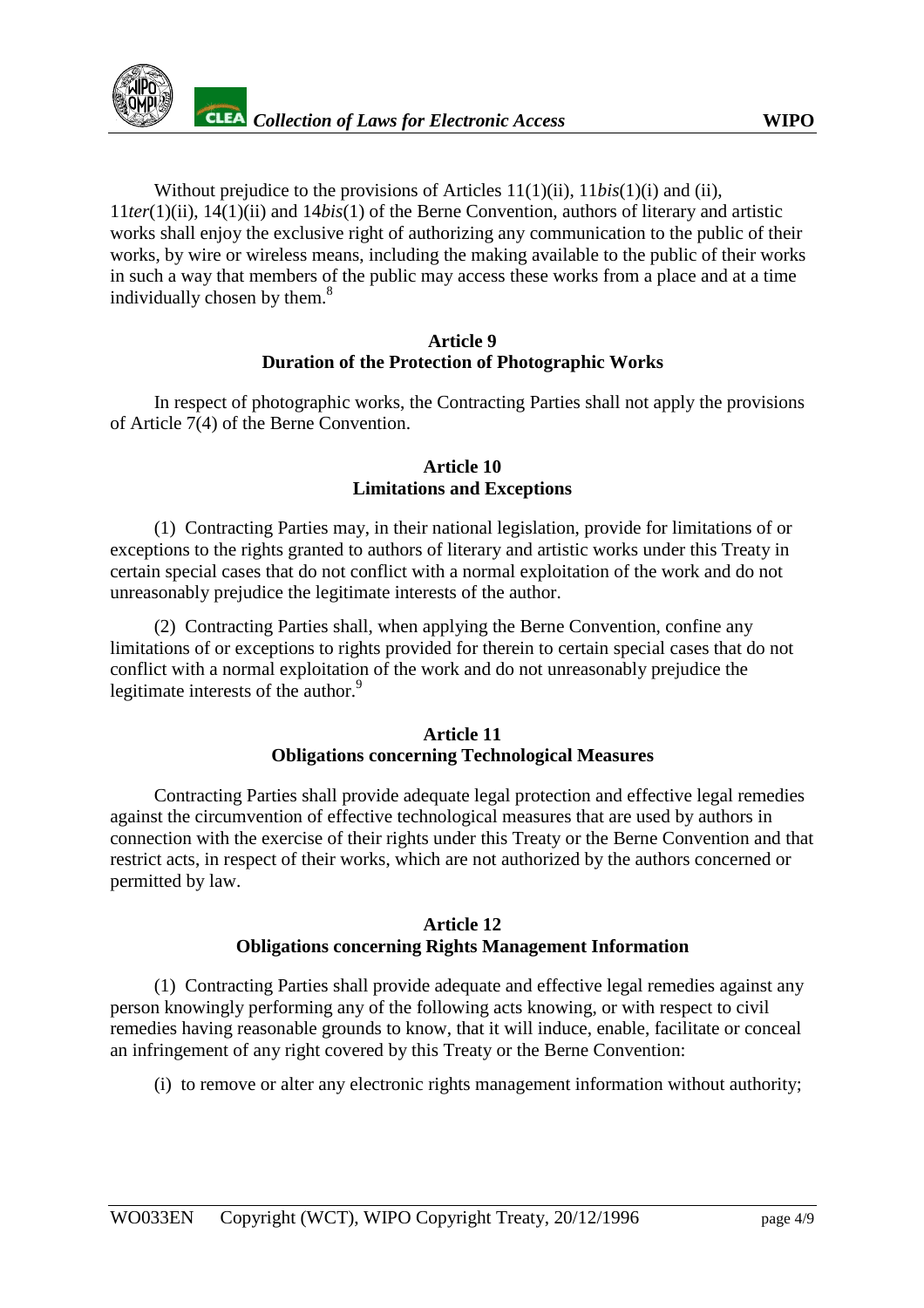Without prejudice to the provisions of Articles 11(1)(ii), 11*bis*(1)(i) and (ii), 11*ter*(1)(ii), 14(1)(ii) and 14*bis*(1) of the Berne Convention, authors of literary and artistic works shall enjoy the exclusive right of authorizing any communication to the public of their works, by wire or wireless means, including the making available to the public of their works in such a way that members of the public may access these works from a place and at a time individually chosen by them.[8]

### Article 9
### Duration of the Protection of Photographic Works

In respect of photographic works, the Contracting Parties shall not apply the provisions of Article 7(4) of the Berne Convention.

### Article 10
### Limitations and Exceptions

(1) Contracting Parties may, in their national legislation, provide for limitations of or exceptions to the rights granted to authors of literary and artistic works under this Treaty in certain special cases that do not conflict with a normal exploitation of the work and do not unreasonably prejudice the legitimate interests of the author.

(2) Contracting Parties shall, when applying the Berne Convention, confine any limitations of or exceptions to rights provided for therein to certain special cases that do not conflict with a normal exploitation of the work and do not unreasonably prejudice the legitimate interests of the author.[9]

### Article 11
### Obligations concerning Technological Measures

Contracting Parties shall provide adequate legal protection and effective legal remedies against the circumvention of effective technological measures that are used by authors in connection with the exercise of their rights under this Treaty or the Berne Convention and that restrict acts, in respect of their works, which are not authorized by the authors concerned or permitted by law.

### Article 12
### Obligations concerning Rights Management Information

(1) Contracting Parties shall provide adequate and effective legal remedies against any person knowingly performing any of the following acts knowing, or with respect to civil remedies having reasonable grounds to know, that it will induce, enable, facilitate or conceal an infringement of any right covered by this Treaty or the Berne Convention:

(i) to remove or alter any electronic rights management information without authority;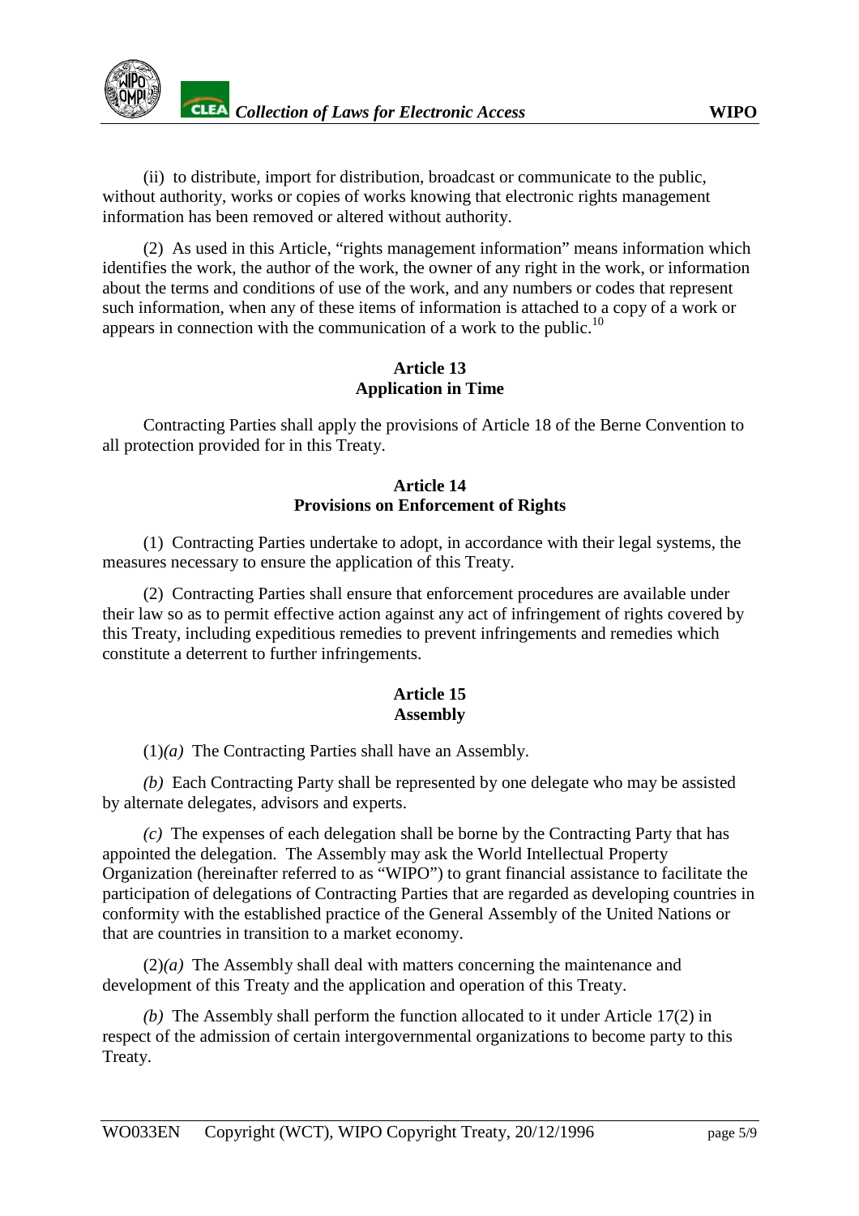(ii) to distribute, import for distribution, broadcast or communicate to the public, without authority, works or copies of works knowing that electronic rights management information has been removed or altered without authority.

(2) As used in this Article, "rights management information" means information which identifies the work, the author of the work, the owner of any right in the work, or information about the terms and conditions of use of the work, and any numbers or codes that represent such information, when any of these items of information is attached to a copy of a work or appears in connection with the communication of a work to the public.[10]

### Article 13
### Application in Time

Contracting Parties shall apply the provisions of Article 18 of the Berne Convention to all protection provided for in this Treaty.

### Article 14
### Provisions on Enforcement of Rights

(1) Contracting Parties undertake to adopt, in accordance with their legal systems, the measures necessary to ensure the application of this Treaty.

(2) Contracting Parties shall ensure that enforcement procedures are available under their law so as to permit effective action against any act of infringement of rights covered by this Treaty, including expeditious remedies to prevent infringements and remedies which constitute a deterrent to further infringements.

### Article 15
### Assembly

(1)*(a)* The Contracting Parties shall have an Assembly.

*(b)* Each Contracting Party shall be represented by one delegate who may be assisted by alternate delegates, advisors and experts.

*(c)* The expenses of each delegation shall be borne by the Contracting Party that has appointed the delegation. The Assembly may ask the World Intellectual Property Organization (hereinafter referred to as "WIPO") to grant financial assistance to facilitate the participation of delegations of Contracting Parties that are regarded as developing countries in conformity with the established practice of the General Assembly of the United Nations or that are countries in transition to a market economy.

(2)*(a)* The Assembly shall deal with matters concerning the maintenance and development of this Treaty and the application and operation of this Treaty.

*(b)* The Assembly shall perform the function allocated to it under Article 17(2) in respect of the admission of certain intergovernmental organizations to become party to this Treaty.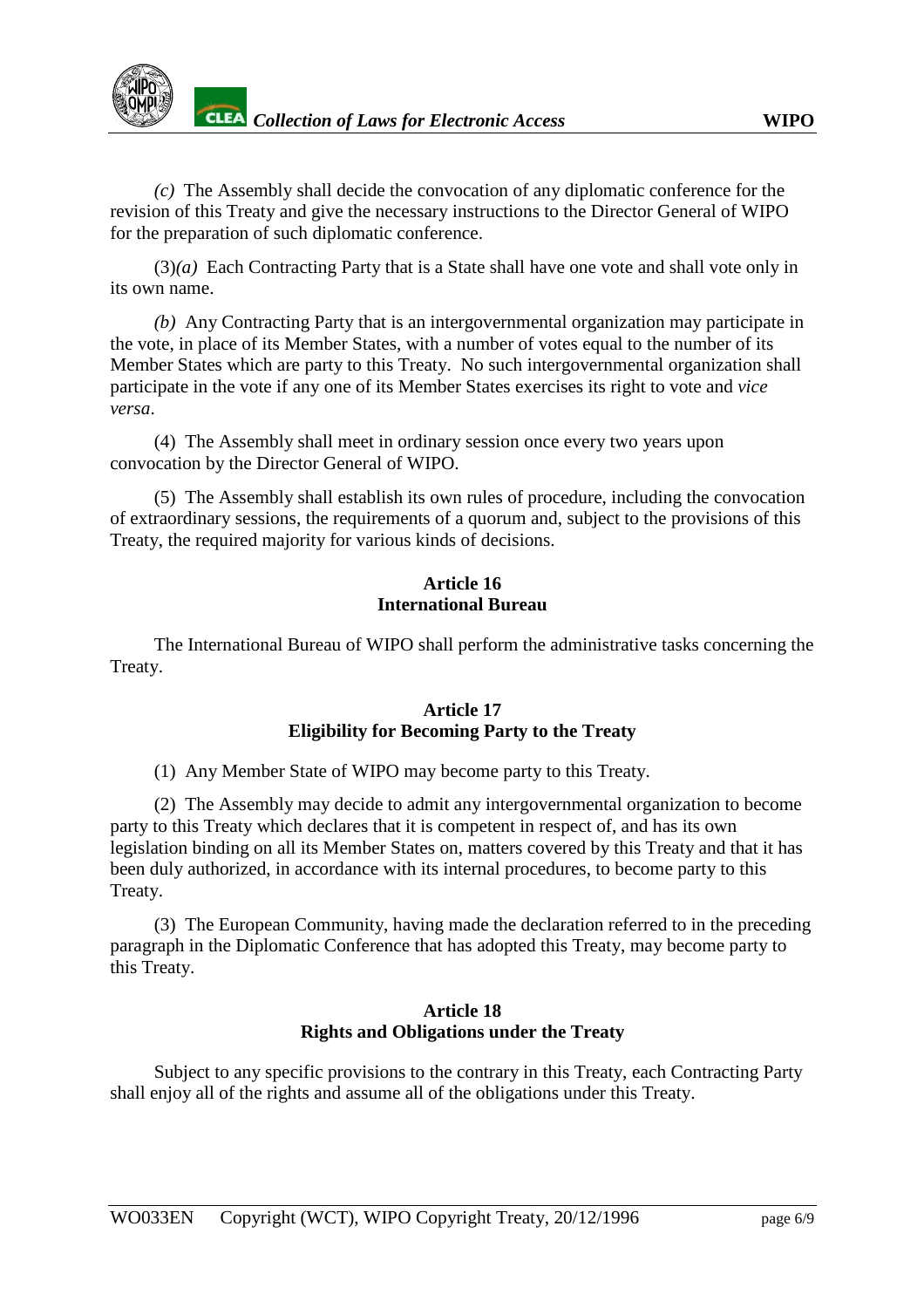*(c)* The Assembly shall decide the convocation of any diplomatic conference for the revision of this Treaty and give the necessary instructions to the Director General of WIPO for the preparation of such diplomatic conference.

(3)*(a)* Each Contracting Party that is a State shall have one vote and shall vote only in its own name.

*(b)* Any Contracting Party that is an intergovernmental organization may participate in the vote, in place of its Member States, with a number of votes equal to the number of its Member States which are party to this Treaty. No such intergovernmental organization shall participate in the vote if any one of its Member States exercises its right to vote and *vice versa*.

(4) The Assembly shall meet in ordinary session once every two years upon convocation by the Director General of WIPO.

(5) The Assembly shall establish its own rules of procedure, including the convocation of extraordinary sessions, the requirements of a quorum and, subject to the provisions of this Treaty, the required majority for various kinds of decisions.

### Article 16
### International Bureau

The International Bureau of WIPO shall perform the administrative tasks concerning the Treaty.

### Article 17
### Eligibility for Becoming Party to the Treaty

(1) Any Member State of WIPO may become party to this Treaty.

(2) The Assembly may decide to admit any intergovernmental organization to become party to this Treaty which declares that it is competent in respect of, and has its own legislation binding on all its Member States on, matters covered by this Treaty and that it has been duly authorized, in accordance with its internal procedures, to become party to this Treaty.

(3) The European Community, having made the declaration referred to in the preceding paragraph in the Diplomatic Conference that has adopted this Treaty, may become party to this Treaty.

### Article 18
### Rights and Obligations under the Treaty

Subject to any specific provisions to the contrary in this Treaty, each Contracting Party shall enjoy all of the rights and assume all of the obligations under this Treaty.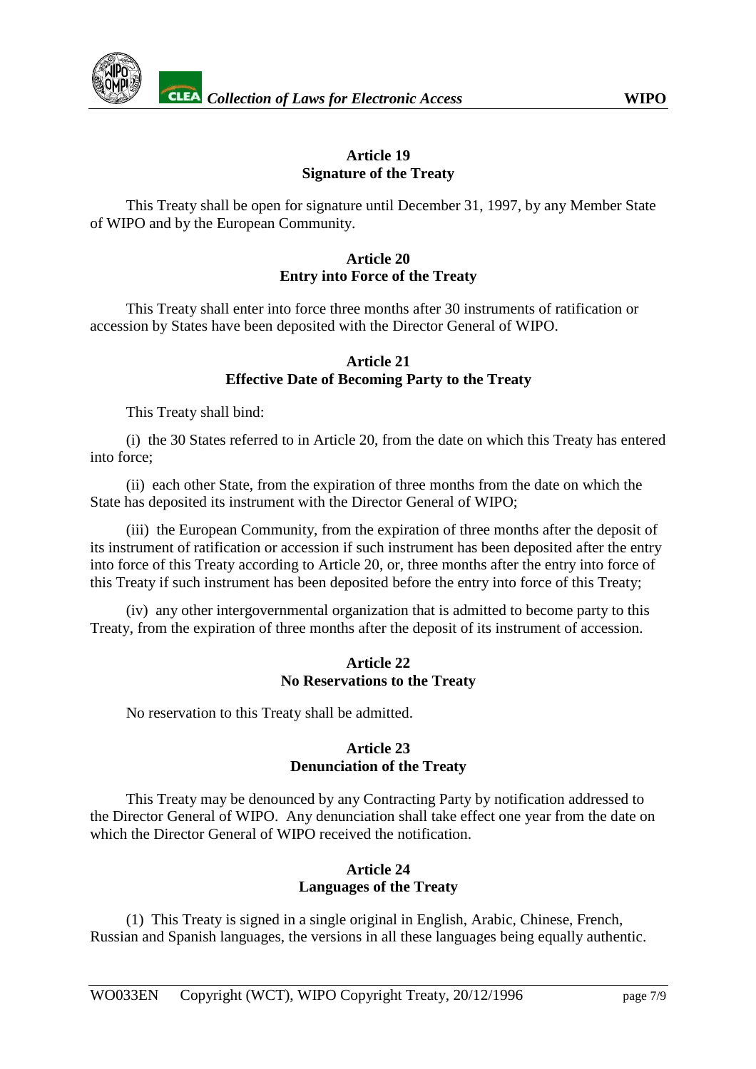## Article 19
## Signature of the Treaty

This Treaty shall be open for signature until December 31, 1997, by any Member State of WIPO and by the European Community.

## Article 20
## Entry into Force of the Treaty

This Treaty shall enter into force three months after 30 instruments of ratification or accession by States have been deposited with the Director General of WIPO.

## Article 21
## Effective Date of Becoming Party to the Treaty

This Treaty shall bind:

(i) the 30 States referred to in Article 20, from the date on which this Treaty has entered into force;

(ii) each other State, from the expiration of three months from the date on which the State has deposited its instrument with the Director General of WIPO;

(iii) the European Community, from the expiration of three months after the deposit of its instrument of ratification or accession if such instrument has been deposited after the entry into force of this Treaty according to Article 20, or, three months after the entry into force of this Treaty if such instrument has been deposited before the entry into force of this Treaty;

(iv) any other intergovernmental organization that is admitted to become party to this Treaty, from the expiration of three months after the deposit of its instrument of accession.

## Article 22
## No Reservations to the Treaty

No reservation to this Treaty shall be admitted.

## Article 23
## Denunciation of the Treaty

This Treaty may be denounced by any Contracting Party by notification addressed to the Director General of WIPO. Any denunciation shall take effect one year from the date on which the Director General of WIPO received the notification.

## Article 24
## Languages of the Treaty

(1) This Treaty is signed in a single original in English, Arabic, Chinese, French, Russian and Spanish languages, the versions in all these languages being equally authentic.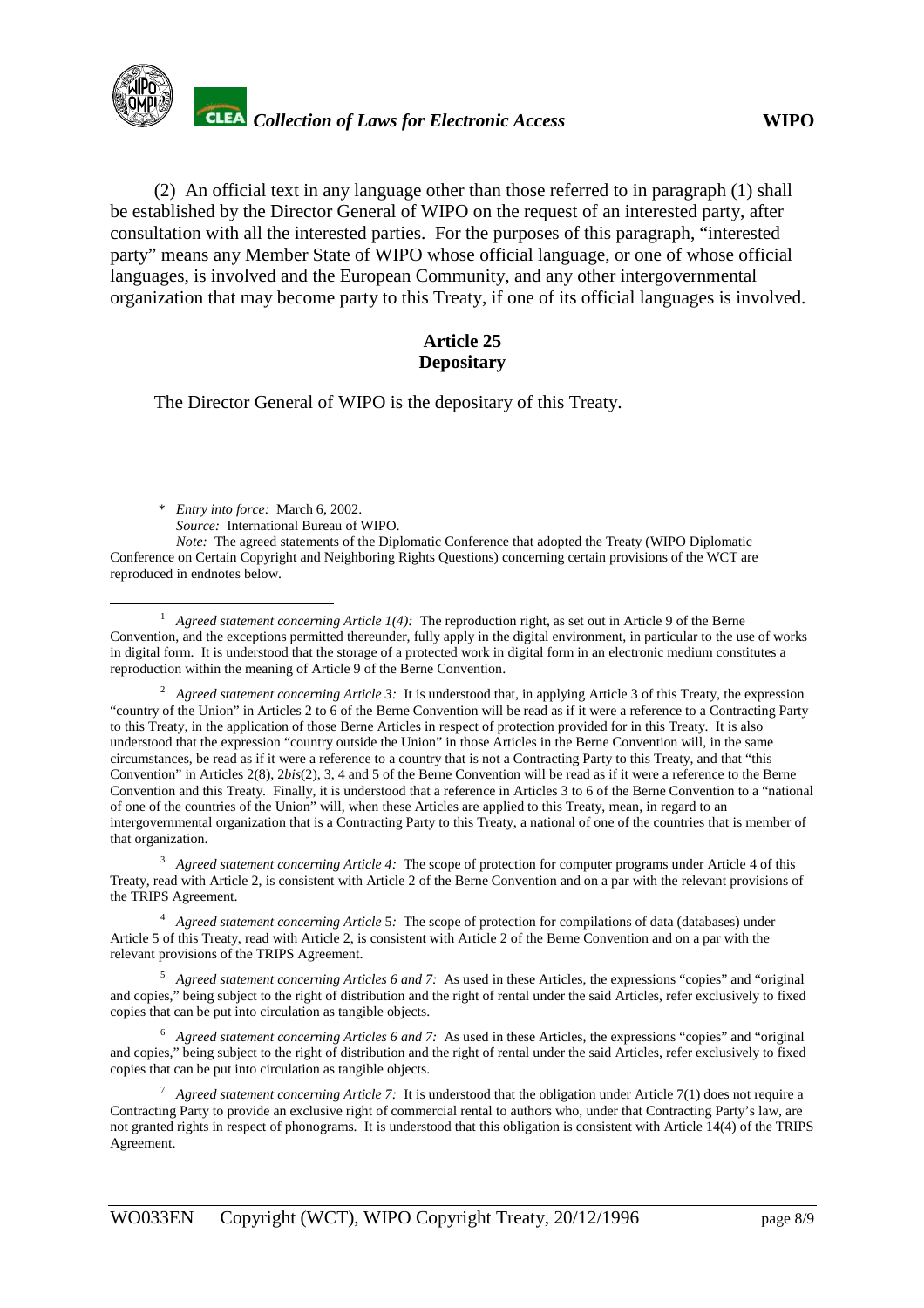(2) An official text in any language other than those referred to in paragraph (1) shall be established by the Director General of WIPO on the request of an interested party, after consultation with all the interested parties. For the purposes of this paragraph, "interested party" means any Member State of WIPO whose official language, or one of whose official languages, is involved and the European Community, and any other intergovernmental organization that may become party to this Treaty, if one of its official languages is involved.

### Article 25
### Depositary

The Director General of WIPO is the depositary of this Treaty.

---

\* *Entry into force:* March 6, 2002.
*Source:* International Bureau of WIPO.
*Note:* The agreed statements of the Diplomatic Conference that adopted the Treaty (WIPO Diplomatic Conference on Certain Copyright and Neighboring Rights Questions) concerning certain provisions of the WCT are reproduced in endnotes below.

---

[1] *Agreed statement concerning Article 1(4):* The reproduction right, as set out in Article 9 of the Berne Convention, and the exceptions permitted thereunder, fully apply in the digital environment, in particular to the use of works in digital form. It is understood that the storage of a protected work in digital form in an electronic medium constitutes a reproduction within the meaning of Article 9 of the Berne Convention.

[2] *Agreed statement concerning Article 3:* It is understood that, in applying Article 3 of this Treaty, the expression "country of the Union" in Articles 2 to 6 of the Berne Convention will be read as if it were a reference to a Contracting Party to this Treaty, in the application of those Berne Articles in respect of protection provided for in this Treaty. It is also understood that the expression "country outside the Union" in those Articles in the Berne Convention will, in the same circumstances, be read as if it were a reference to a country that is not a Contracting Party to this Treaty, and that "this Convention" in Articles 2(8), 2*bis*(2), 3, 4 and 5 of the Berne Convention will be read as if it were a reference to the Berne Convention and this Treaty. Finally, it is understood that a reference in Articles 3 to 6 of the Berne Convention to a "national of one of the countries of the Union" will, when these Articles are applied to this Treaty, mean, in regard to an intergovernmental organization that is a Contracting Party to this Treaty, a national of one of the countries that is member of that organization.

[3] *Agreed statement concerning Article 4:* The scope of protection for computer programs under Article 4 of this Treaty, read with Article 2, is consistent with Article 2 of the Berne Convention and on a par with the relevant provisions of the TRIPS Agreement.

[4] *Agreed statement concerning Article* 5*:* The scope of protection for compilations of data (databases) under Article 5 of this Treaty, read with Article 2, is consistent with Article 2 of the Berne Convention and on a par with the relevant provisions of the TRIPS Agreement.

[5] *Agreed statement concerning Articles 6 and 7:* As used in these Articles, the expressions "copies" and "original and copies," being subject to the right of distribution and the right of rental under the said Articles, refer exclusively to fixed copies that can be put into circulation as tangible objects.

[6] *Agreed statement concerning Articles 6 and 7:* As used in these Articles, the expressions "copies" and "original and copies," being subject to the right of distribution and the right of rental under the said Articles, refer exclusively to fixed copies that can be put into circulation as tangible objects.

[7] *Agreed statement concerning Article 7:* It is understood that the obligation under Article 7(1) does not require a Contracting Party to provide an exclusive right of commercial rental to authors who, under that Contracting Party's law, are not granted rights in respect of phonograms. It is understood that this obligation is consistent with Article 14(4) of the TRIPS Agreement.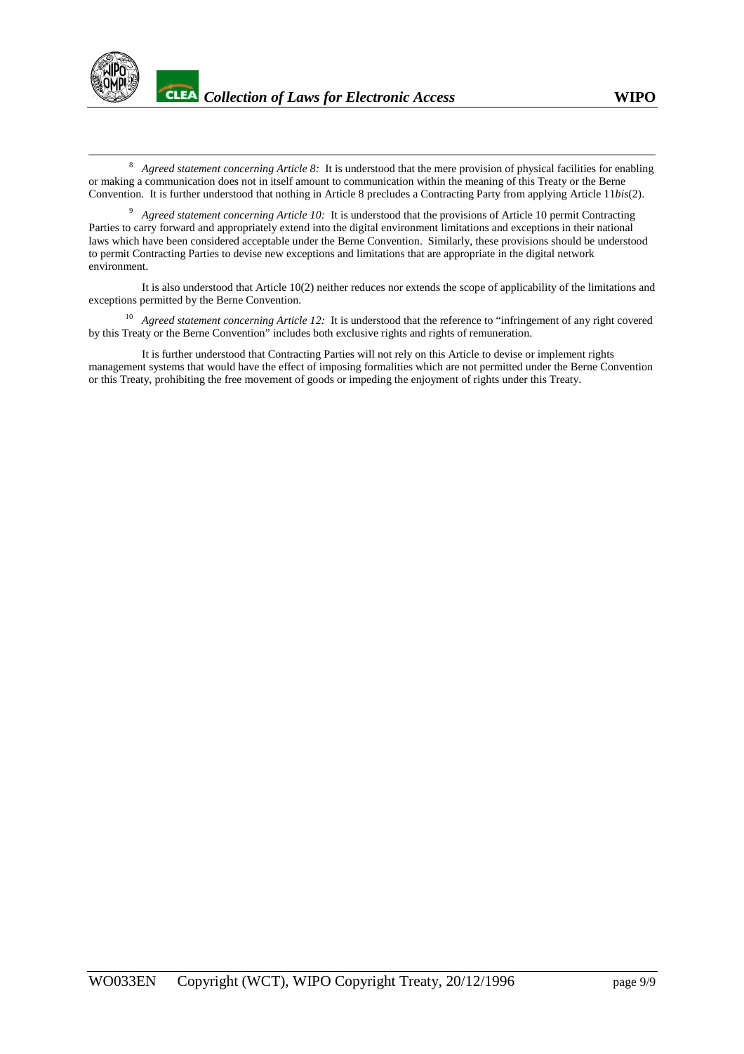[8] *Agreed statement concerning Article 8:* It is understood that the mere provision of physical facilities for enabling or making a communication does not in itself amount to communication within the meaning of this Treaty or the Berne Convention. It is further understood that nothing in Article 8 precludes a Contracting Party from applying Article 11*bis*(2).

[9] *Agreed statement concerning Article 10:* It is understood that the provisions of Article 10 permit Contracting Parties to carry forward and appropriately extend into the digital environment limitations and exceptions in their national laws which have been considered acceptable under the Berne Convention. Similarly, these provisions should be understood to permit Contracting Parties to devise new exceptions and limitations that are appropriate in the digital network environment.

It is also understood that Article 10(2) neither reduces nor extends the scope of applicability of the limitations and exceptions permitted by the Berne Convention.

[10] *Agreed statement concerning Article 12:* It is understood that the reference to "infringement of any right covered by this Treaty or the Berne Convention" includes both exclusive rights and rights of remuneration.

It is further understood that Contracting Parties will not rely on this Article to devise or implement rights management systems that would have the effect of imposing formalities which are not permitted under the Berne Convention or this Treaty, prohibiting the free movement of goods or impeding the enjoyment of rights under this Treaty.